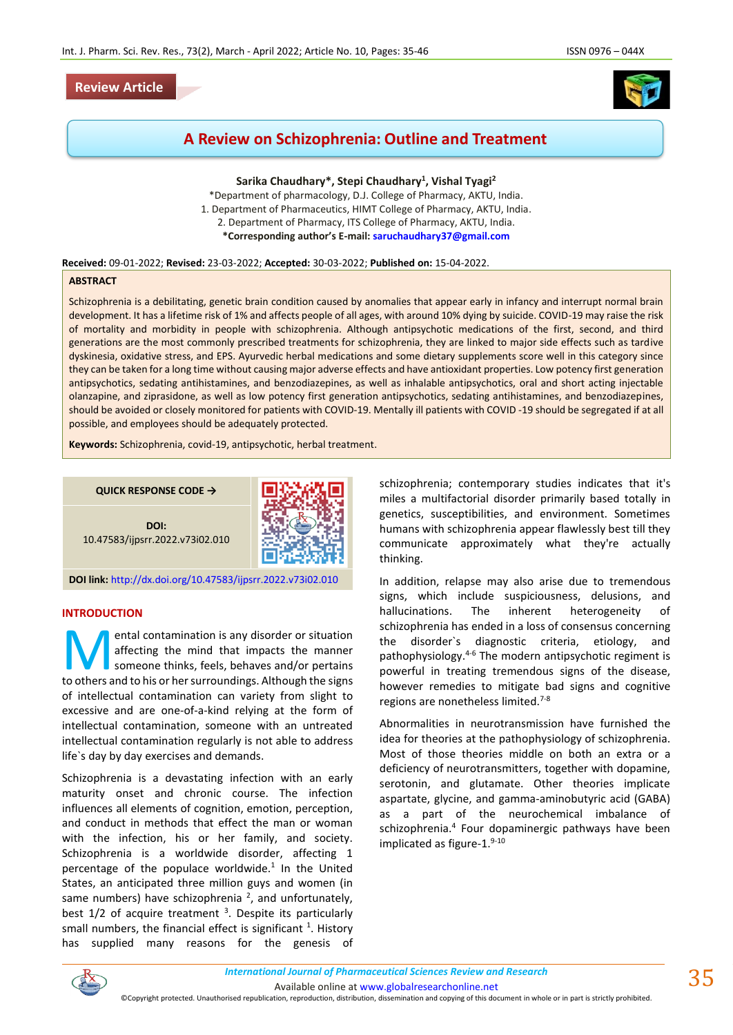Review Article

# A Review on Schizophrenia: Outline and Treatment

**Sarika Chaudhary*, Stepi Chaudhary[1], Vishal Tyagi[2]**

*Department of pharmacology, D.J. College of Pharmacy, AKTU, India.
1. Department of Pharmaceutics, HIMT College of Pharmacy, AKTU, India.
2. Department of Pharmacy, ITS College of Pharmacy, AKTU, India.
***Corresponding author's E-mail:** saruchaudhary37@gmail.com

**Received:** 09-01-2022; **Revised:** 23-03-2022; **Accepted:** 30-03-2022; **Published on:** 15-04-2022.

## ABSTRACT

Schizophrenia is a debilitating, genetic brain condition caused by anomalies that appear early in infancy and interrupt normal brain development. It has a lifetime risk of 1% and affects people of all ages, with around 10% dying by suicide. COVID-19 may raise the risk of mortality and morbidity in people with schizophrenia. Although antipsychotic medications of the first, second, and third generations are the most commonly prescribed treatments for schizophrenia, they are linked to major side effects such as tardive dyskinesia, oxidative stress, and EPS. Ayurvedic herbal medications and some dietary supplements score well in this category since they can be taken for a long time without causing major adverse effects and have antioxidant properties. Low potency first generation antipsychotics, sedating antihistamines, and benzodiazepines, as well as inhalable antipsychotics, oral and short acting injectable olanzapine, and ziprasidone, as well as low potency first generation antipsychotics, sedating antihistamines, and benzodiazepines, should be avoided or closely monitored for patients with COVID-19. Mentally ill patients with COVID -19 should be segregated if at all possible, and employees should be adequately protected.

**Keywords:** Schizophrenia, covid-19, antipsychotic, herbal treatment.

**QUICK RESPONSE CODE →**

**DOI:** 10.47583/ijpsrr.2022.v73i02.010

**DOI link:** http://dx.doi.org/10.47583/ijpsrr.2022.v73i02.010

## INTRODUCTION

Mental contamination is any disorder or situation affecting the mind that impacts the manner someone thinks, feels, behaves and/or pertains to others and to his or her surroundings. Although the signs of intellectual contamination can variety from slight to excessive and are one-of-a-kind relying at the form of intellectual contamination, someone with an untreated intellectual contamination regularly is not able to address life`s day by day exercises and demands.

Schizophrenia is a devastating infection with an early maturity onset and chronic course. The infection influences all elements of cognition, emotion, perception, and conduct in methods that effect the man or woman with the infection, his or her family, and society. Schizophrenia is a worldwide disorder, affecting 1 percentage of the populace worldwide.[1] In the United States, an anticipated three million guys and women (in same numbers) have schizophrenia [2], and unfortunately, best 1/2 of acquire treatment [3]. Despite its particularly small numbers, the financial effect is significant [1]. History has supplied many reasons for the genesis of schizophrenia; contemporary studies indicates that it's miles a multifactorial disorder primarily based totally in genetics, susceptibilities, and environment. Sometimes humans with schizophrenia appear flawlessly best till they communicate approximately what they're actually thinking.

In addition, relapse may also arise due to tremendous signs, which include suspiciousness, delusions, and hallucinations. The inherent heterogeneity of schizophrenia has ended in a loss of consensus concerning the disorder`s diagnostic criteria, etiology, and pathophysiology.[4-6] The modern antipsychotic regiment is powerful in treating tremendous signs of the disease, however remedies to mitigate bad signs and cognitive regions are nonetheless limited.[7-8]

Abnormalities in neurotransmission have furnished the idea for theories at the pathophysiology of schizophrenia. Most of those theories middle on both an extra or a deficiency of neurotransmitters, together with dopamine, serotonin, and glutamate. Other theories implicate aspartate, glycine, and gamma-aminobutyric acid (GABA) as a part of the neurochemical imbalance of schizophrenia.[4] Four dopaminergic pathways have been implicated as figure-1.[9-10]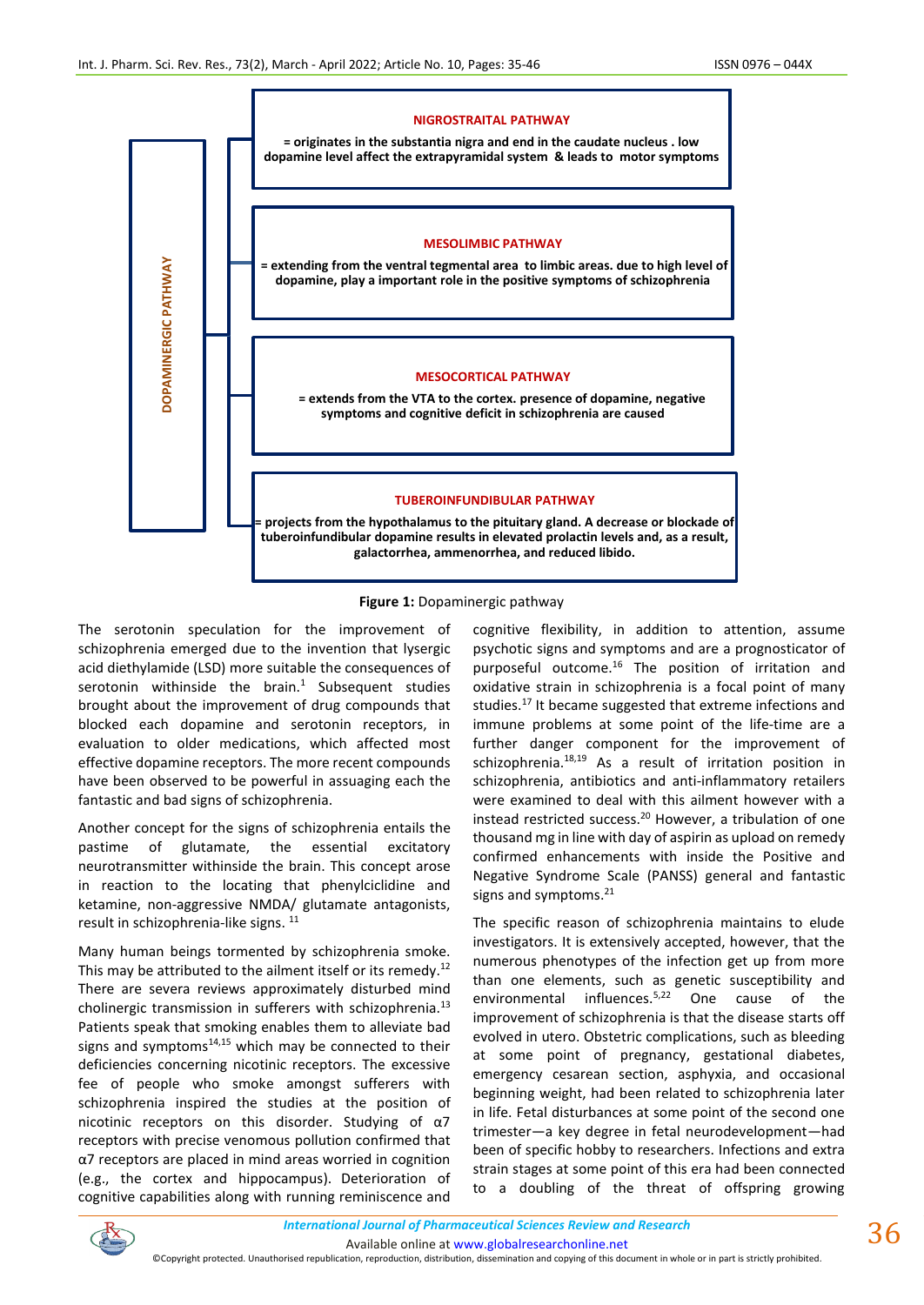DOPAMINERGIC PATHWAY

**NIGROSTRAITAL PATHWAY**

**= originates in the substantia nigra and end in the caudate nucleus . low dopamine level affect the extrapyramidal system & leads to motor symptoms**

**MESOLIMBIC PATHWAY**

**= extending from the ventral tegmental area to limbic areas. due to high level of dopamine, play a important role in the positive symptoms of schizophrenia**

**MESOCORTICAL PATHWAY**

**= extends from the VTA to the cortex. presence of dopamine, negative symptoms and cognitive deficit in schizophrenia are caused**

**TUBEROINFUNDIBULAR PATHWAY**

**= projects from the hypothalamus to the pituitary gland. A decrease or blockade of tuberoinfundibular dopamine results in elevated prolactin levels and, as a result, galactorrhea, ammenorrhea, and reduced libido.**

**Figure 1:** Dopaminergic pathway

The serotonin speculation for the improvement of schizophrenia emerged due to the invention that lysergic acid diethylamide (LSD) more suitable the consequences of serotonin withinside the brain.[1] Subsequent studies brought about the improvement of drug compounds that blocked each dopamine and serotonin receptors, in evaluation to older medications, which affected most effective dopamine receptors. The more recent compounds have been observed to be powerful in assuaging each the fantastic and bad signs of schizophrenia.

Another concept for the signs of schizophrenia entails the pastime of glutamate, the essential excitatory neurotransmitter withinside the brain. This concept arose in reaction to the locating that phenylciclidine and ketamine, non-aggressive NMDA/ glutamate antagonists, result in schizophrenia-like signs. [11]

Many human beings tormented by schizophrenia smoke. This may be attributed to the ailment itself or its remedy.[12] There are severa reviews approximately disturbed mind cholinergic transmission in sufferers with schizophrenia.[13] Patients speak that smoking enables them to alleviate bad signs and symptoms[14,15] which may be connected to their deficiencies concerning nicotinic receptors. The excessive fee of people who smoke amongst sufferers with schizophrenia inspired the studies at the position of nicotinic receptors on this disorder. Studying of α7 receptors with precise venomous pollution confirmed that α7 receptors are placed in mind areas worried in cognition (e.g., the cortex and hippocampus). Deterioration of cognitive capabilities along with running reminiscence and cognitive flexibility, in addition to attention, assume psychotic signs and symptoms and are a prognosticator of purposeful outcome.[16] The position of irritation and oxidative strain in schizophrenia is a focal point of many studies.[17] It became suggested that extreme infections and immune problems at some point of the life-time are a further danger component for the improvement of schizophrenia.[18,19] As a result of irritation position in schizophrenia, antibiotics and anti-inflammatory retailers were examined to deal with this ailment however with a instead restricted success.[20] However, a tribulation of one thousand mg in line with day of aspirin as upload on remedy confirmed enhancements with inside the Positive and Negative Syndrome Scale (PANSS) general and fantastic signs and symptoms.[21]

The specific reason of schizophrenia maintains to elude investigators. It is extensively accepted, however, that the numerous phenotypes of the infection get up from more than one elements, such as genetic susceptibility and environmental influences.[5,22] One cause of the improvement of schizophrenia is that the disease starts off evolved in utero. Obstetric complications, such as bleeding at some point of pregnancy, gestational diabetes, emergency cesarean section, asphyxia, and occasional beginning weight, had been related to schizophrenia later in life. Fetal disturbances at some point of the second one trimester—a key degree in fetal neurodevelopment—had been of specific hobby to researchers. Infections and extra strain stages at some point of this era had been connected to a doubling of the threat of offspring growing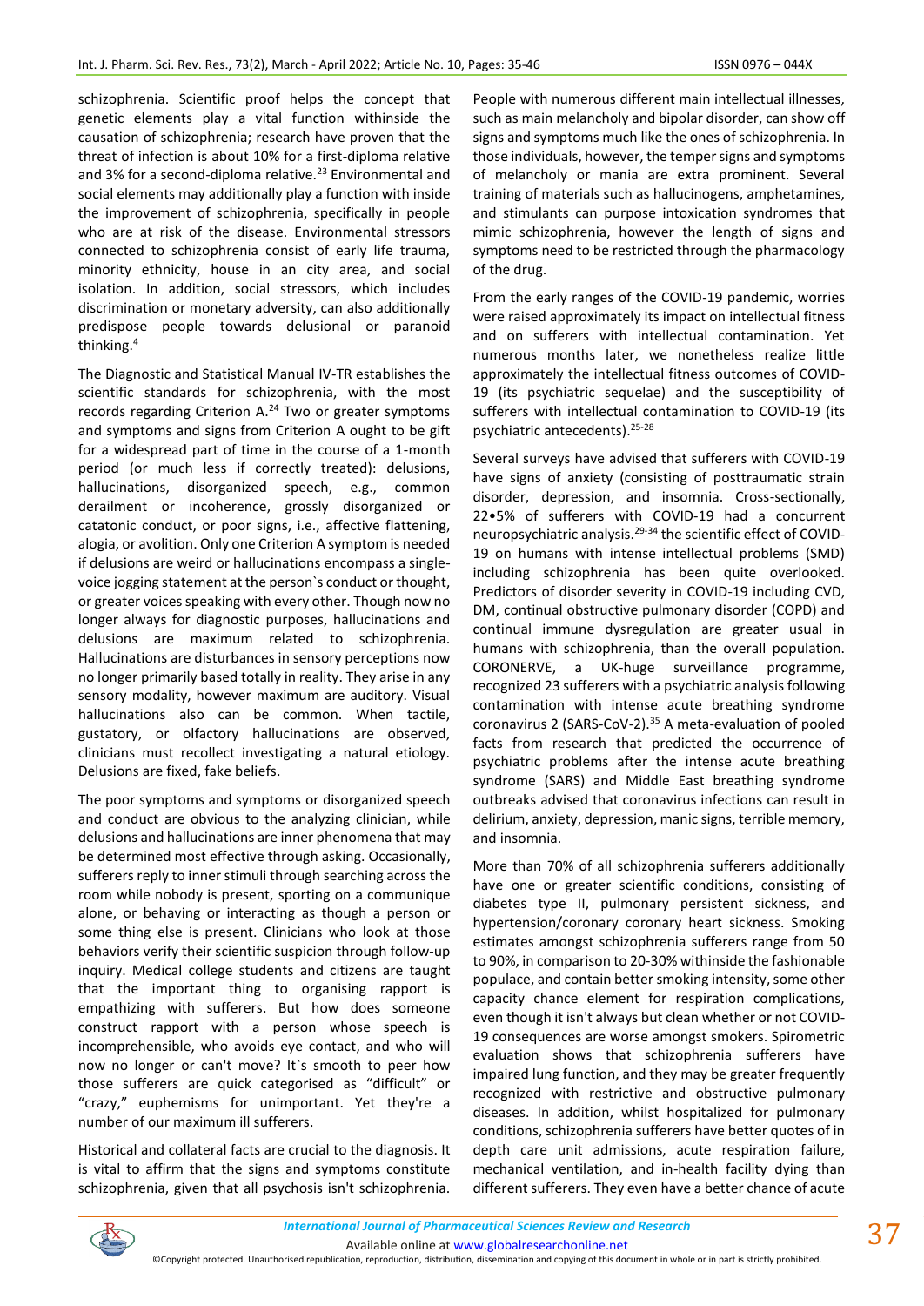schizophrenia. Scientific proof helps the concept that genetic elements play a vital function withinside the causation of schizophrenia; research have proven that the threat of infection is about 10% for a first-diploma relative and 3% for a second-diploma relative.[23] Environmental and social elements may additionally play a function with inside the improvement of schizophrenia, specifically in people who are at risk of the disease. Environmental stressors connected to schizophrenia consist of early life trauma, minority ethnicity, house in an city area, and social isolation. In addition, social stressors, which includes discrimination or monetary adversity, can also additionally predispose people towards delusional or paranoid thinking.[4]

The Diagnostic and Statistical Manual IV-TR establishes the scientific standards for schizophrenia, with the most records regarding Criterion A.[24] Two or greater symptoms and symptoms and signs from Criterion A ought to be gift for a widespread part of time in the course of a 1-month period (or much less if correctly treated): delusions, hallucinations, disorganized speech, e.g., common derailment or incoherence, grossly disorganized or catatonic conduct, or poor signs, i.e., affective flattening, alogia, or avolition. Only one Criterion A symptom is needed if delusions are weird or hallucinations encompass a single-voice jogging statement at the person`s conduct or thought, or greater voices speaking with every other. Though now no longer always for diagnostic purposes, hallucinations and delusions are maximum related to schizophrenia. Hallucinations are disturbances in sensory perceptions now no longer primarily based totally in reality. They arise in any sensory modality, however maximum are auditory. Visual hallucinations also can be common. When tactile, gustatory, or olfactory hallucinations are observed, clinicians must recollect investigating a natural etiology. Delusions are fixed, fake beliefs.

The poor symptoms and symptoms or disorganized speech and conduct are obvious to the analyzing clinician, while delusions and hallucinations are inner phenomena that may be determined most effective through asking. Occasionally, sufferers reply to inner stimuli through searching across the room while nobody is present, sporting on a communique alone, or behaving or interacting as though a person or some thing else is present. Clinicians who look at those behaviors verify their scientific suspicion through follow-up inquiry. Medical college students and citizens are taught that the important thing to organising rapport is empathizing with sufferers. But how does someone construct rapport with a person whose speech is incomprehensible, who avoids eye contact, and who will now no longer or can't move? It`s smooth to peer how those sufferers are quick categorised as "difficult" or "crazy," euphemisms for unimportant. Yet they're a number of our maximum ill sufferers.

Historical and collateral facts are crucial to the diagnosis. It is vital to affirm that the signs and symptoms constitute schizophrenia, given that all psychosis isn't schizophrenia. People with numerous different main intellectual illnesses, such as main melancholy and bipolar disorder, can show off signs and symptoms much like the ones of schizophrenia. In those individuals, however, the temper signs and symptoms of melancholy or mania are extra prominent. Several training of materials such as hallucinogens, amphetamines, and stimulants can purpose intoxication syndromes that mimic schizophrenia, however the length of signs and symptoms need to be restricted through the pharmacology of the drug.

From the early ranges of the COVID-19 pandemic, worries were raised approximately its impact on intellectual fitness and on sufferers with intellectual contamination. Yet numerous months later, we nonetheless realize little approximately the intellectual fitness outcomes of COVID-19 (its psychiatric sequelae) and the susceptibility of sufferers with intellectual contamination to COVID-19 (its psychiatric antecedents).[25-28]

Several surveys have advised that sufferers with COVID-19 have signs of anxiety (consisting of posttraumatic strain disorder, depression, and insomnia. Cross-sectionally, 22•5% of sufferers with COVID-19 had a concurrent neuropsychiatric analysis.[29-34] the scientific effect of COVID-19 on humans with intense intellectual problems (SMD) including schizophrenia has been quite overlooked. Predictors of disorder severity in COVID-19 including CVD, DM, continual obstructive pulmonary disorder (COPD) and continual immune dysregulation are greater usual in humans with schizophrenia, than the overall population. CORONERVE, a UK-huge surveillance programme, recognized 23 sufferers with a psychiatric analysis following contamination with intense acute breathing syndrome coronavirus 2 (SARS-CoV-2).[35] A meta-evaluation of pooled facts from research that predicted the occurrence of psychiatric problems after the intense acute breathing syndrome (SARS) and Middle East breathing syndrome outbreaks advised that coronavirus infections can result in delirium, anxiety, depression, manic signs, terrible memory, and insomnia.

More than 70% of all schizophrenia sufferers additionally have one or greater scientific conditions, consisting of diabetes type II, pulmonary persistent sickness, and hypertension/coronary coronary heart sickness. Smoking estimates amongst schizophrenia sufferers range from 50 to 90%, in comparison to 20-30% withinside the fashionable populace, and contain better smoking intensity, some other capacity chance element for respiration complications, even though it isn't always but clean whether or not COVID-19 consequences are worse amongst smokers. Spirometric evaluation shows that schizophrenia sufferers have impaired lung function, and they may be greater frequently recognized with restrictive and obstructive pulmonary diseases. In addition, whilst hospitalized for pulmonary conditions, schizophrenia sufferers have better quotes of in depth care unit admissions, acute respiration failure, mechanical ventilation, and in-health facility dying than different sufferers. They even have a better chance of acute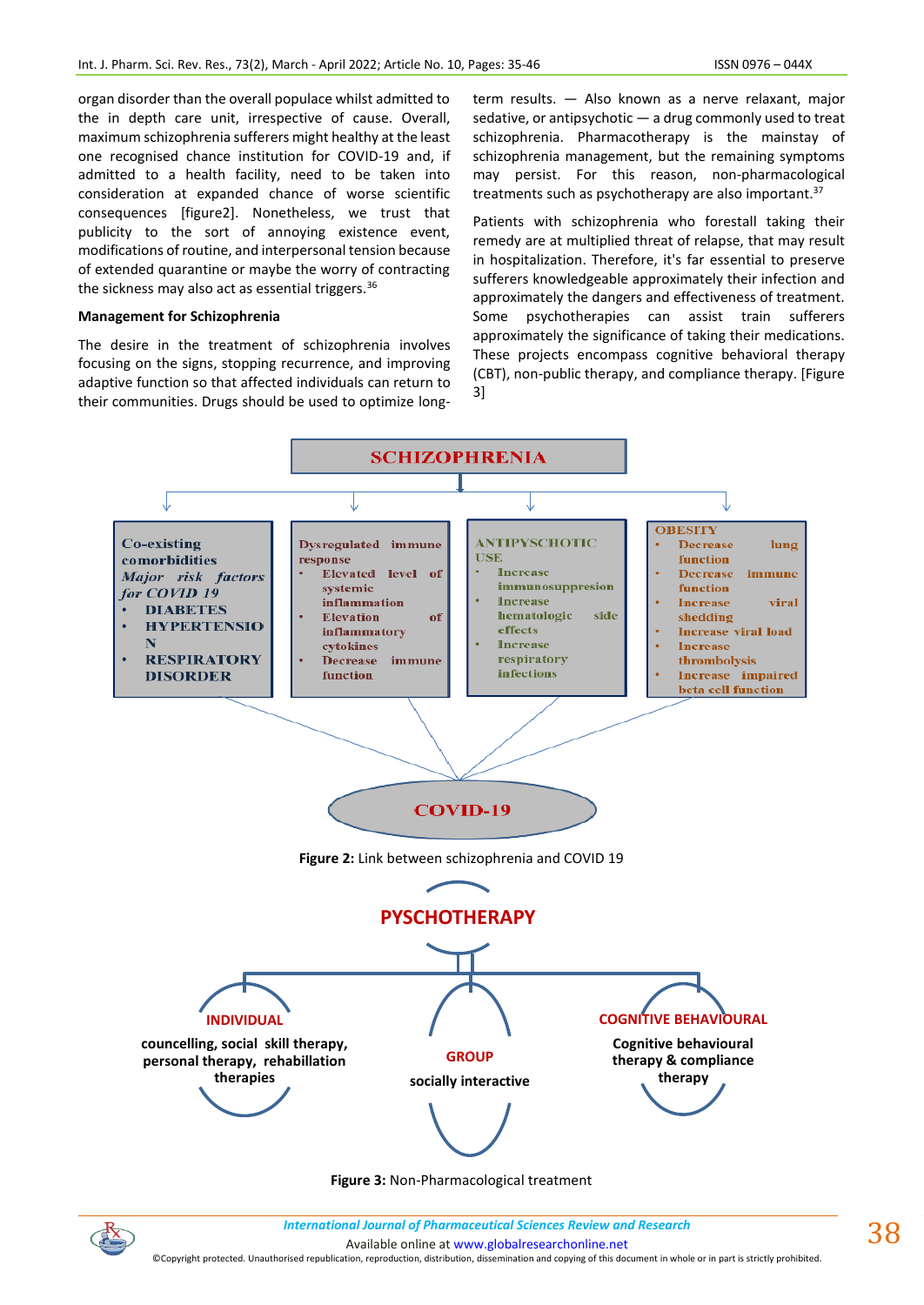organ disorder than the overall populace whilst admitted to the in depth care unit, irrespective of cause. Overall, maximum schizophrenia sufferers might healthy at the least one recognised chance institution for COVID-19 and, if admitted to a health facility, need to be taken into consideration at expanded chance of worse scientific consequences [figure2]. Nonetheless, we trust that publicity to the sort of annoying existence event, modifications of routine, and interpersonal tension because of extended quarantine or maybe the worry of contracting the sickness may also act as essential triggers.[36]

### Management for Schizophrenia

The desire in the treatment of schizophrenia involves focusing on the signs, stopping recurrence, and improving adaptive function so that affected individuals can return to their communities. Drugs should be used to optimize long-term results. — Also known as a nerve relaxant, major sedative, or antipsychotic — a drug commonly used to treat schizophrenia. Pharmacotherapy is the mainstay of schizophrenia management, but the remaining symptoms may persist. For this reason, non-pharmacological treatments such as psychotherapy are also important.[37]

Patients with schizophrenia who forestall taking their remedy are at multiplied threat of relapse, that may result in hospitalization. Therefore, it's far essential to preserve sufferers knowledgeable approximately their infection and approximately the dangers and effectiveness of treatment. Some psychotherapies can assist train sufferers approximately the significance of taking their medications. These projects encompass cognitive behavioral therapy (CBT), non-public therapy, and compliance therapy. [Figure 3]

SCHIZOPHRENIA

Co-existing comorbidities
*Major risk factors for COVID 19*
- DIABETES
- HYPERTENSION
- RESPIRATORY DISORDER

Dysregulated immune response
- Elevated level of systemic inflammation
- Elevation of inflammatory cytokines
- Decrease immune function

ANTIPYSCHOTIC USE
- Increase immunosuppresion
- Increase hematologic side effects
- Increase respiratory infections

OBESITY
- Decrease lung function
- Decrease immune function
- Increase viral shedding
- Increase viral load
- Increase thrombolysis
- Increase impaired beta cell function

COVID-19

**Figure 2:** Link between schizophrenia and COVID 19

PYSCHOTHERAPY

INDIVIDUAL: councelling, social skill therapy, personal therapy, rehabillation therapies

GROUP: socially interactive

COGNITIVE BEHAVIOURAL: Cognitive behavioural therapy & compliance therapy

**Figure 3:** Non-Pharmacological treatment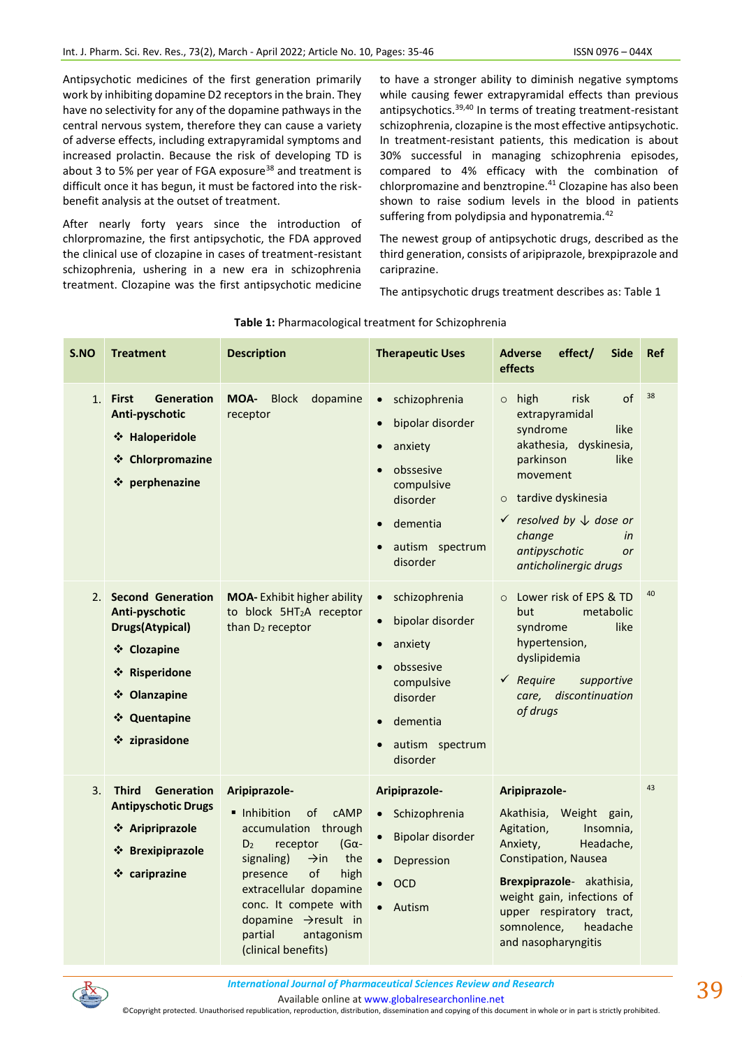Antipsychotic medicines of the first generation primarily work by inhibiting dopamine D2 receptors in the brain. They have no selectivity for any of the dopamine pathways in the central nervous system, therefore they can cause a variety of adverse effects, including extrapyramidal symptoms and increased prolactin. Because the risk of developing TD is about 3 to 5% per year of FGA exposure[38] and treatment is difficult once it has begun, it must be factored into the risk-benefit analysis at the outset of treatment.

After nearly forty years since the introduction of chlorpromazine, the first antipsychotic, the FDA approved the clinical use of clozapine in cases of treatment-resistant schizophrenia, ushering in a new era in schizophrenia treatment. Clozapine was the first antipsychotic medicine to have a stronger ability to diminish negative symptoms while causing fewer extrapyramidal effects than previous antipsychotics.[39,40] In terms of treating treatment-resistant schizophrenia, clozapine is the most effective antipsychotic. In treatment-resistant patients, this medication is about 30% successful in managing schizophrenia episodes, compared to 4% efficacy with the combination of chlorpromazine and benztropine.[41] Clozapine has also been shown to raise sodium levels in the blood in patients suffering from polydipsia and hyponatremia.[42]

The newest group of antipsychotic drugs, described as the third generation, consists of aripiprazole, brexpiprazole and cariprazine.

The antipsychotic drugs treatment describes as: Table 1

**Table 1:** Pharmacological treatment for Schizophrenia

| S.NO | Treatment | Description | Therapeutic Uses | Adverse effect/ Side effects | Ref |
|---|---|---|---|---|---|
| 1. | **First Generation Anti-pyschotic**<br>❖ **Haloperidole**<br>❖ **Chlorpromazine**<br>❖ **perphenazine** | **MOA-** Block dopamine receptor | • schizophrenia<br>• bipolar disorder<br>• anxiety<br>• obssesive compulsive disorder<br>• dementia<br>• autism spectrum disorder | ○ high risk of extrapyramidal syndrome like akathesia, dyskinesia, parkinson like movement<br>○ tardive dyskinesia<br>✓ *resolved by ↓ dose or change in antipyschotic or anticholinergic drugs* | 38 |
| 2. | **Second Generation Anti-pyschotic Drugs(Atypical)**<br>❖ **Clozapine**<br>❖ **Risperidone**<br>❖ **Olanzapine**<br>❖ **Quentapine**<br>❖ **ziprasidone** | **MOA-** Exhibit higher ability to block $5HT_2A$ receptor than $D_2$ receptor | • schizophrenia<br>• bipolar disorder<br>• anxiety<br>• obssesive compulsive disorder<br>• dementia<br>• autism spectrum disorder | ○ Lower risk of EPS & TD but metabolic syndrome like hypertension, dyslipidemia<br>✓ *Require supportive care, discontinuation of drugs* | 40 |
| 3. | **Third Generation Antipyschotic Drugs**<br>❖ **Aripiprazole**<br>❖ **Brexipiprazole**<br>❖ **cariprazine** | **Aripiprazole-**<br>▪ Inhibition of cAMP accumulation through $D_2$ receptor (Gα-signaling) →in the presence of high extracellular dopamine conc. It compete with dopamine →result in partial antagonism (clinical benefits) | **Aripiprazole-**<br>• Schizophrenia<br>• Bipolar disorder<br>• Depression<br>• OCD<br>• Autism | **Aripiprazole-**<br>Akathisia, Weight gain, Agitation, Insomnia, Anxiety, Headache, Constipation, Nausea<br>**Brexpiprazole-** akathisia, weight gain, infections of upper respiratory tract, somnolence, headache and nasopharyngitis | 43 |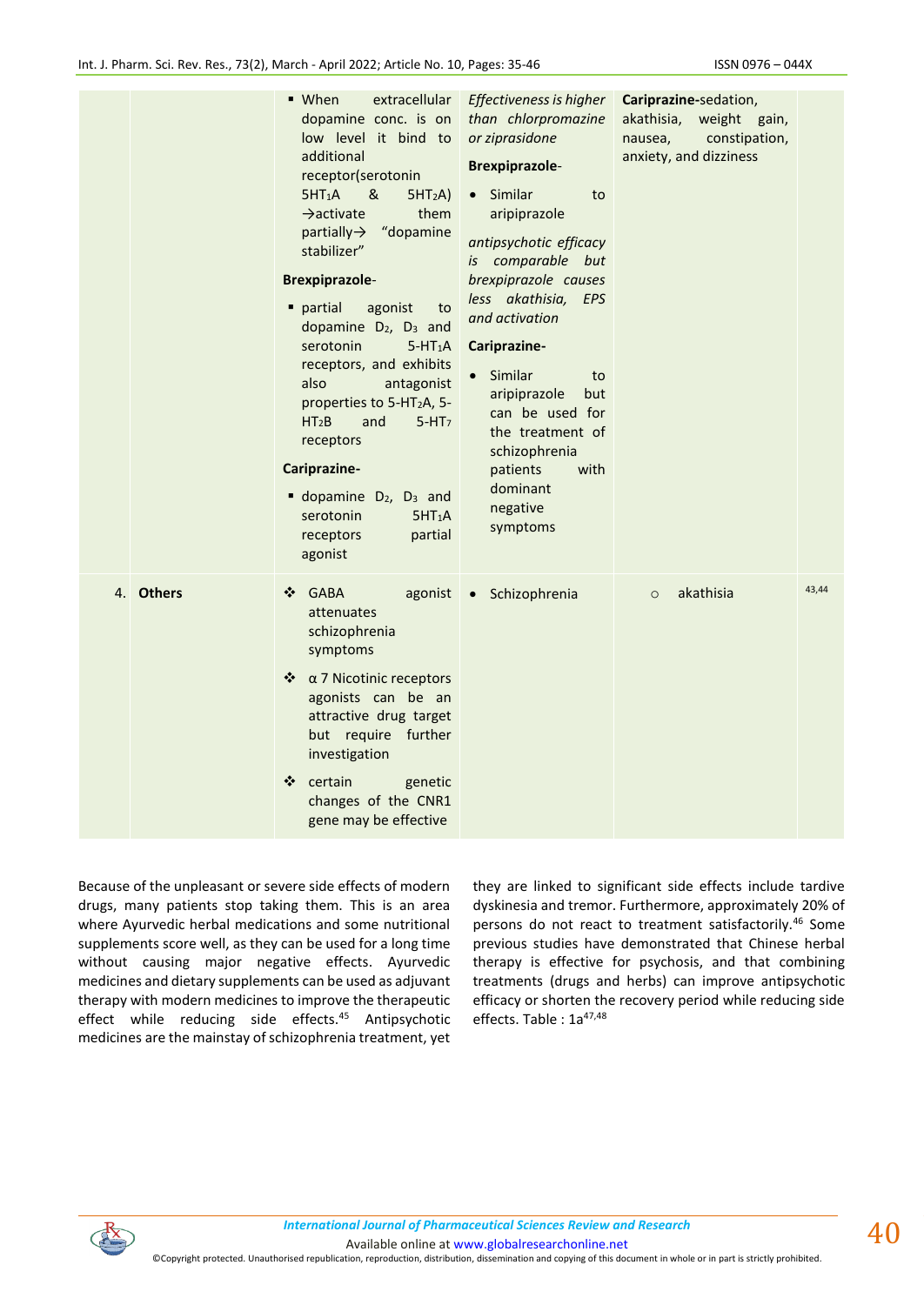| | | | | | |
|---|---|---|---|---|---|
| | | ▪ When extracellular dopamine conc. is on low level it bind to additional receptor(serotonin $5HT_1A$ & $5HT_2A$) →activate them partially→ "dopamine stabilizer"<br><br>**Brexpiprazole-**<br><br>▪ partial agonist to dopamine $D_2$, $D_3$ and serotonin $5\text{-}HT_1A$ receptors, and exhibits also antagonist properties to $5\text{-}HT_2A$, $5\text{-}HT_2B$ and $5\text{-}HT_7$ receptors<br><br>**Cariprazine-**<br><br>▪ dopamine $D_2$, $D_3$ and serotonin $5HT_1A$ receptors partial agonist | *Effectiveness is higher than chlorpromazine or ziprasidone*<br><br>**Brexpiprazole-**<br><br>• Similar to aripiprazole<br><br>*antipsychotic efficacy is comparable but brexpiprazole causes less akathisia, EPS and activation*<br><br>**Cariprazine-**<br><br>• Similar to aripiprazole but can be used for the treatment of schizophrenia patients with dominant negative symptoms | **Cariprazine-**sedation, akathisia, weight gain, nausea, constipation, anxiety, and dizziness | |
| 4. | **Others** | ❖ GABA agonist attenuates schizophrenia symptoms<br><br>❖ α 7 Nicotinic receptors agonists can be an attractive drug target but require further investigation<br><br>❖ certain genetic changes of the CNR1 gene may be effective | • Schizophrenia | ○ akathisia | 43,44 |

Because of the unpleasant or severe side effects of modern drugs, many patients stop taking them. This is an area where Ayurvedic herbal medications and some nutritional supplements score well, as they can be used for a long time without causing major negative effects. Ayurvedic medicines and dietary supplements can be used as adjuvant therapy with modern medicines to improve the therapeutic effect while reducing side effects.[45] Antipsychotic medicines are the mainstay of schizophrenia treatment, yet they are linked to significant side effects include tardive dyskinesia and tremor. Furthermore, approximately 20% of persons do not react to treatment satisfactorily.[46] Some previous studies have demonstrated that Chinese herbal therapy is effective for psychosis, and that combining treatments (drugs and herbs) can improve antipsychotic efficacy or shorten the recovery period while reducing side effects. Table : 1a[47,48]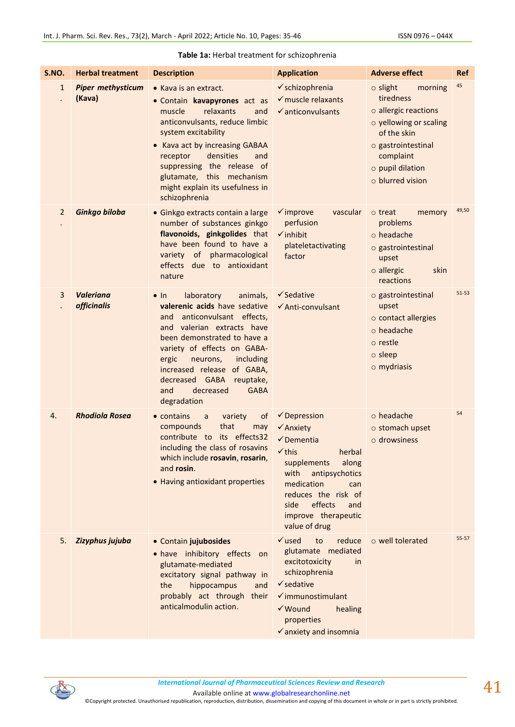**Table 1a:** Herbal treatment for schizophrenia

| S.NO. | Herbal treatment | Description | Application | Adverse effect | Ref |
|---|---|---|---|---|---|
| 1. | ***Piper methysticum* (Kava)** | • Kava is an extract. • Contain **kavapyrones** act as muscle relaxants and anticonvulsants, reduce limbic system excitability • Kava act by increasing GABAA receptor densities and suppressing the release of glutamate, this mechanism might explain its usefulness in schizophrenia | ✓schizophrenia ✓muscle relaxants ✓anticonvulsants | ○ slight morning tiredness ○ allergic reactions ○ yellowing or scaling of the skin ○ gastrointestinal complaint ○ pupil dilation ○ blurred vision | 45 |
| 2. | ***Ginkgo biloba*** | • Ginkgo extracts contain a large number of substances ginkgo **flavonoids, ginkgolides** that have been found to have a variety of pharmacological effects due to antioxidant nature | ✓improve vascular perfusion ✓inhibit plateletactivating factor | ○ treat memory problems ○ headache ○ gastrointestinal upset ○ allergic skin reactions | 49,50 |
| 3. | ***Valeriana officinalis*** | • In laboratory animals, **valerenic acids** have sedative and anticonvulsant effects, and valerian extracts have been demonstrated to have a variety of effects on GABA-ergic neurons, including increased release of GABA, decreased GABA reuptake, and decreased GABA degradation | ✓Sedative ✓Anti-convulsant | ○ gastrointestinal upset ○ contact allergies ○ headache ○ restle ○ sleep ○ mydriasis | 51-53 |
| 4. | ***Rhodiola Rosea*** | • contains a variety of compounds that may contribute to its effects32 including the class of rosavins which include **rosavin**, **rosarin**, and **rosin**. • Having antioxidant properties | ✓Depression ✓Anxiety ✓Dementia ✓this herbal supplements along with antipsychotics medication can reduces the risk of side effects and improve therapeutic value of drug | ○ headache ○ stomach upset ○ drowsiness | 54 |
| 5. | ***Zizyphus jujuba*** | • Contain **jujubosides** • have inhibitory effects on glutamate-mediated excitatory signal pathway in the hippocampus and probably act through their anticalmodulin action. | ✓used to reduce glutamate mediated excitotoxicity in schizophrenia ✓sedative ✓immunostimulant ✓Wound healing properties ✓anxiety and insomnia | ○ well tolerated | 55-57 |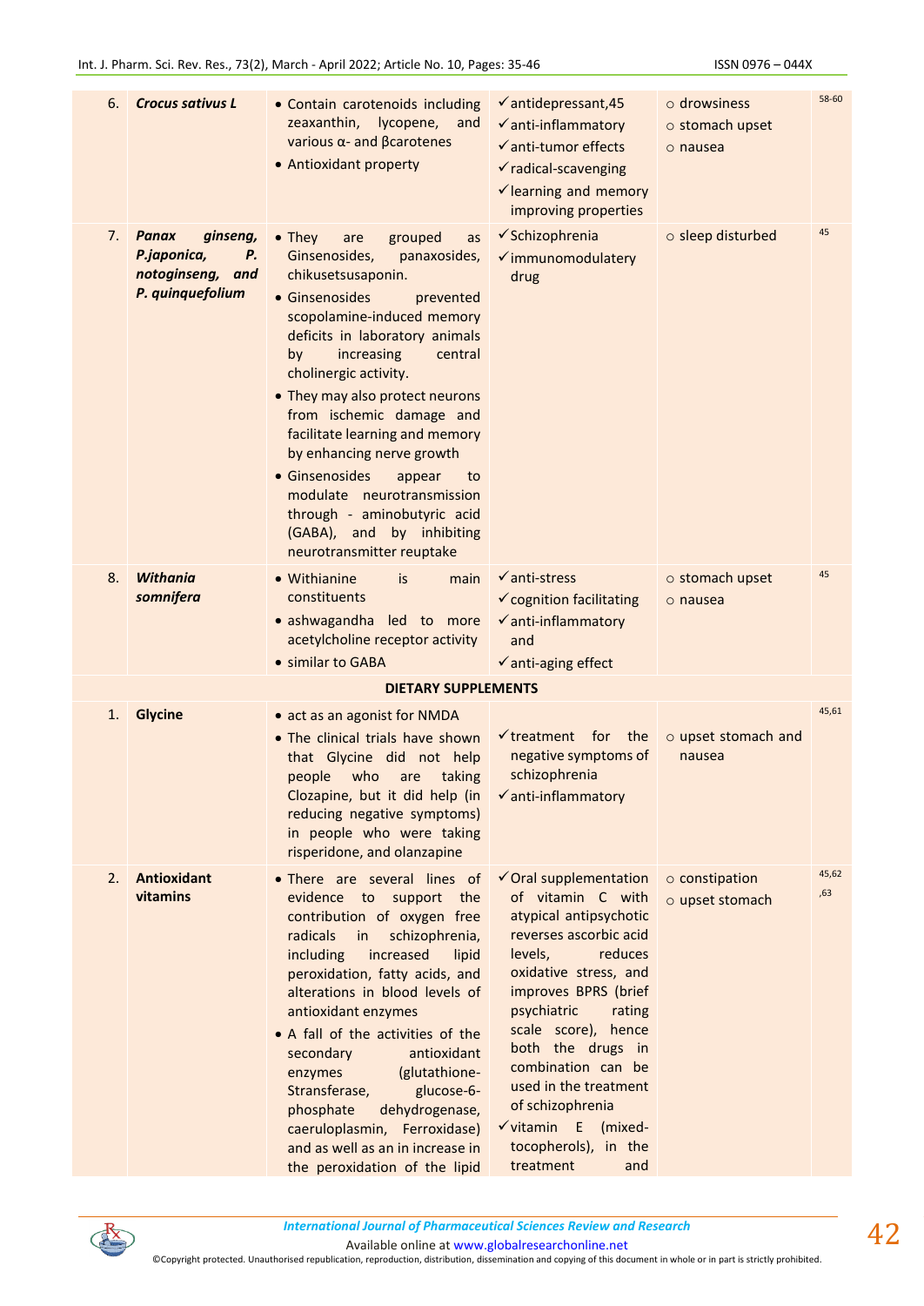| | | | | | |
|---|---|---|---|---|---|
| 6. | ***Crocus sativus L*** | • Contain carotenoids including zeaxanthin, lycopene, and various α- and βcarotenes<br>• Antioxidant property | ✓antidepressant,45<br>✓anti-inflammatory<br>✓anti-tumor effects<br>✓radical-scavenging<br>✓learning and memory improving properties | ○ drowsiness<br>○ stomach upset<br>○ nausea | 58-60 |
| 7. | ***Panax ginseng, P.japonica, P. notoginseng, and P. quinquefolium*** | • They are grouped as Ginsenosides, panaxosides, chikusetsusaponin.<br>• Ginsenosides prevented scopolamine-induced memory deficits in laboratory animals by increasing central cholinergic activity.<br>• They may also protect neurons from ischemic damage and facilitate learning and memory by enhancing nerve growth<br>• Ginsenosides appear to modulate neurotransmission through - aminobutyric acid (GABA), and by inhibiting neurotransmitter reuptake | ✓Schizophrenia<br>✓immunomodulatery drug | ○ sleep disturbed | 45 |
| 8. | ***Withania somnifera*** | • Withianine is main constituents<br>• ashwagandha led to more acetylcholine receptor activity<br>• similar to GABA | ✓anti-stress<br>✓cognition facilitating<br>✓anti-inflammatory and<br>✓anti-aging effect | ○ stomach upset<br>○ nausea | 45 |
| | | **DIETARY SUPPLEMENTS** | | | |
| 1. | **Glycine** | • act as an agonist for NMDA<br>• The clinical trials have shown that Glycine did not help people who are taking Clozapine, but it did help (in reducing negative symptoms) in people who were taking risperidone, and olanzapine | ✓treatment for the negative symptoms of schizophrenia<br>✓anti-inflammatory | ○ upset stomach and nausea | 45,61 |
| 2. | **Antioxidant vitamins** | • There are several lines of evidence to support the contribution of oxygen free radicals in schizophrenia, including increased lipid peroxidation, fatty acids, and alterations in blood levels of antioxidant enzymes<br>• A fall of the activities of the secondary antioxidant enzymes (glutathione-Stransferase, glucose-6-phosphate dehydrogenase, caeruloplasmin, Ferroxidase) and as well as an in increase in the peroxidation of the lipid | ✓Oral supplementation of vitamin C with atypical antipsychotic reverses ascorbic acid levels, reduces oxidative stress, and improves BPRS (brief psychiatric rating scale score), hence both the drugs in combination can be used in the treatment of schizophrenia<br>✓vitamin E (mixed-tocopherols), in the treatment and | ○ constipation<br>○ upset stomach | 45,62,63 |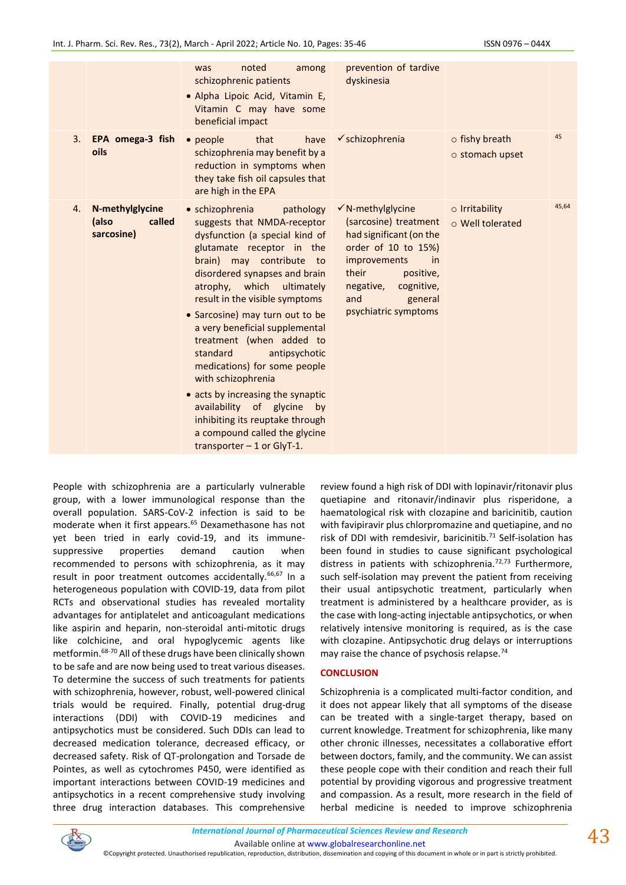| | | | | | |
|---|---|---|---|---|---|
| | | was noted among schizophrenic patients<br>• Alpha Lipoic Acid, Vitamin E, Vitamin C may have some beneficial impact | prevention of tardive dyskinesia | | |
| 3. | **EPA omega-3 fish oils** | • people that have schizophrenia may benefit by a reduction in symptoms when they take fish oil capsules that are high in the EPA | ✓schizophrenia | ○ fishy breath<br>○ stomach upset | 45 |
| 4. | **N-methylglycine (also called sarcosine)** | • schizophrenia pathology suggests that NMDA-receptor dysfunction (a special kind of glutamate receptor in the brain) may contribute to disordered synapses and brain atrophy, which ultimately result in the visible symptoms<br>• Sarcosine) may turn out to be a very beneficial supplemental treatment (when added to standard antipsychotic medications) for some people with schizophrenia<br>• acts by increasing the synaptic availability of glycine by inhibiting its reuptake through a compound called the glycine transporter – 1 or GlyT-1. | ✓N-methylglycine (sarcosine) treatment had significant (on the order of 10 to 15%) improvements in their positive, negative, cognitive, and general psychiatric symptoms | ○ Irritability<br>○ Well tolerated | 45,64 |

People with schizophrenia are a particularly vulnerable group, with a lower immunological response than the overall population. SARS-CoV-2 infection is said to be moderate when it first appears.[65] Dexamethasone has not yet been tried in early covid-19, and its immune-suppressive properties demand caution when recommended to persons with schizophrenia, as it may result in poor treatment outcomes accidentally.[66,67] In a heterogeneous population with COVID-19, data from pilot RCTs and observational studies has revealed mortality advantages for antiplatelet and anticoagulant medications like aspirin and heparin, non-steroidal anti-mitotic drugs like colchicine, and oral hypoglycemic agents like metformin.[68-70] All of these drugs have been clinically shown to be safe and are now being used to treat various diseases. To determine the success of such treatments for patients with schizophrenia, however, robust, well-powered clinical trials would be required. Finally, potential drug-drug interactions (DDI) with COVID-19 medicines and antipsychotics must be considered. Such DDIs can lead to decreased medication tolerance, decreased efficacy, or decreased safety. Risk of QT-prolongation and Torsade de Pointes, as well as cytochromes P450, were identified as important interactions between COVID-19 medicines and antipsychotics in a recent comprehensive study involving three drug interaction databases. This comprehensive review found a high risk of DDI with lopinavir/ritonavir plus quetiapine and ritonavir/indinavir plus risperidone, a haematological risk with clozapine and baricinitib, caution with favipiravir plus chlorpromazine and quetiapine, and no risk of DDI with remdesivir, baricinitib.[71] Self-isolation has been found in studies to cause significant psychological distress in patients with schizophrenia.[72,73] Furthermore, such self-isolation may prevent the patient from receiving their usual antipsychotic treatment, particularly when treatment is administered by a healthcare provider, as is the case with long-acting injectable antipsychotics, or when relatively intensive monitoring is required, as is the case with clozapine. Antipsychotic drug delays or interruptions may raise the chance of psychosis relapse.[74]

## CONCLUSION

Schizophrenia is a complicated multi-factor condition, and it does not appear likely that all symptoms of the disease can be treated with a single-target therapy, based on current knowledge. Treatment for schizophrenia, like many other chronic illnesses, necessitates a collaborative effort between doctors, family, and the community. We can assist these people cope with their condition and reach their full potential by providing vigorous and progressive treatment and compassion. As a result, more research in the field of herbal medicine is needed to improve schizophrenia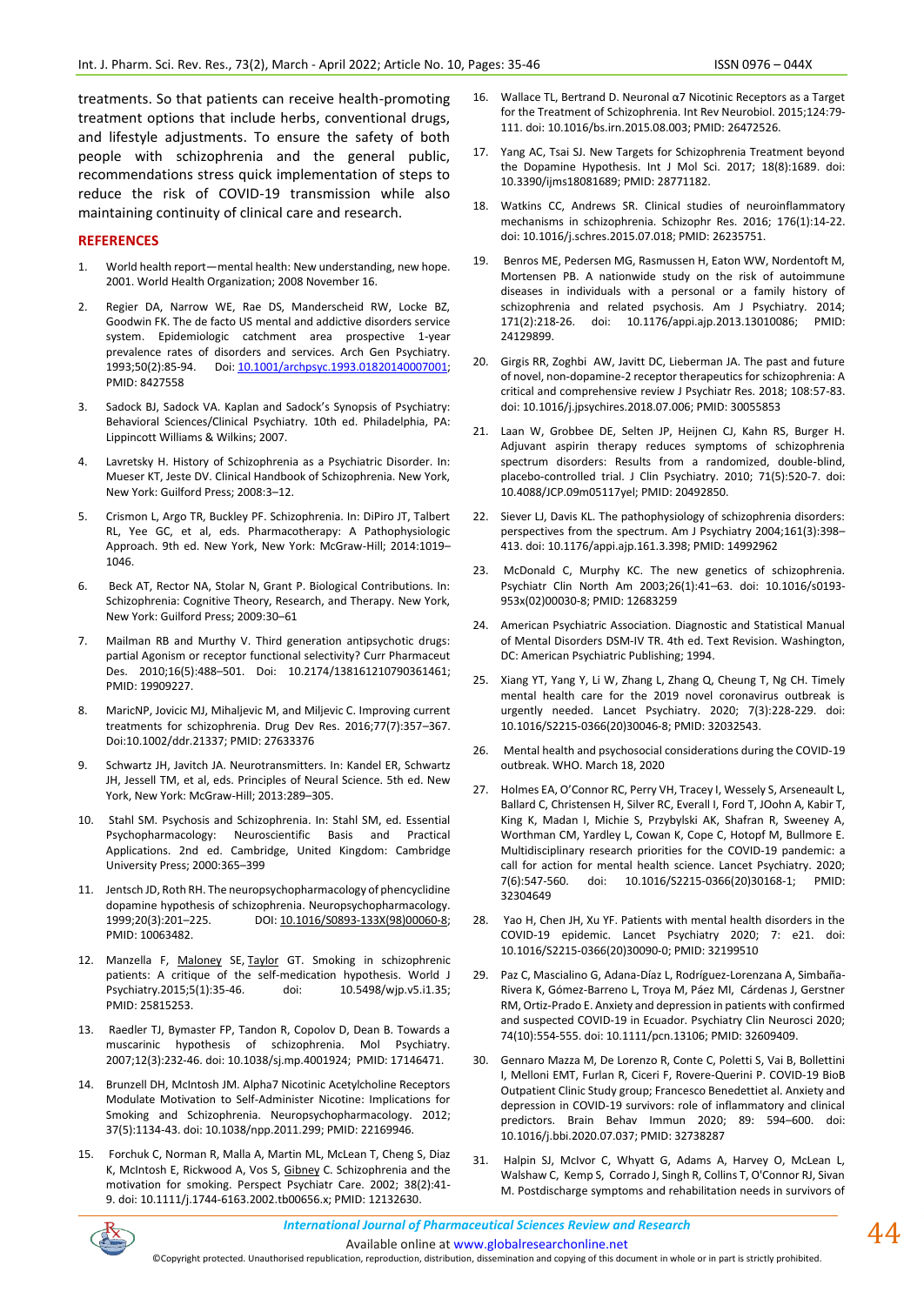treatments. So that patients can receive health-promoting treatment options that include herbs, conventional drugs, and lifestyle adjustments. To ensure the safety of both people with schizophrenia and the general public, recommendations stress quick implementation of steps to reduce the risk of COVID-19 transmission while also maintaining continuity of clinical care and research.

## REFERENCES

1. World health report—mental health: New understanding, new hope. 2001. World Health Organization; 2008 November 16.
2. Regier DA, Narrow WE, Rae DS, Manderscheid RW, Locke BZ, Goodwin FK. The de facto US mental and addictive disorders service system. Epidemiologic catchment area prospective 1-year prevalence rates of disorders and services. Arch Gen Psychiatry. 1993;50(2):85-94. Doi: 10.1001/archpsyc.1993.01820140007001; PMID: 8427558
3. Sadock BJ, Sadock VA. Kaplan and Sadock's Synopsis of Psychiatry: Behavioral Sciences/Clinical Psychiatry. 10th ed. Philadelphia, PA: Lippincott Williams & Wilkins; 2007.
4. Lavretsky H. History of Schizophrenia as a Psychiatric Disorder. In: Mueser KT, Jeste DV. Clinical Handbook of Schizophrenia. New York, New York: Guilford Press; 2008:3–12.
5. Crismon L, Argo TR, Buckley PF. Schizophrenia. In: DiPiro JT, Talbert RL, Yee GC, et al, eds. Pharmacotherapy: A Pathophysiologic Approach. 9th ed. New York, New York: McGraw-Hill; 2014:1019–1046.
6. Beck AT, Rector NA, Stolar N, Grant P. Biological Contributions. In: Schizophrenia: Cognitive Theory, Research, and Therapy. New York, New York: Guilford Press; 2009:30–61
7. Mailman RB and Murthy V. Third generation antipsychotic drugs: partial Agonism or receptor functional selectivity? Curr Pharmaceut Des. 2010;16(5):488–501. Doi: 10.2174/138161210790361461; PMID: 19909227.
8. MaricNP, Jovicic MJ, Mihaljevic M, and Miljevic C. Improving current treatments for schizophrenia. Drug Dev Res. 2016;77(7):357–367. Doi:10.1002/ddr.21337; PMID: 27633376
9. Schwartz JH, Javitch JA. Neurotransmitters. In: Kandel ER, Schwartz JH, Jessell TM, et al, eds. Principles of Neural Science. 5th ed. New York, New York: McGraw-Hill; 2013:289–305.
10. Stahl SM. Psychosis and Schizophrenia. In: Stahl SM, ed. Essential Psychopharmacology: Neuroscientific Basis and Practical Applications. 2nd ed. Cambridge, United Kingdom: Cambridge University Press; 2000:365–399
11. Jentsch JD, Roth RH. The neuropsychopharmacology of phencyclidine dopamine hypothesis of schizophrenia. Neuropsychopharmacology. 1999;20(3):201–225. DOI: 10.1016/S0893-133X(98)00060-8; PMID: 10063482.
12. Manzella F, Maloney SE, Taylor GT. Smoking in schizophrenic patients: A critique of the self-medication hypothesis. World J Psychiatry.2015;5(1):35-46. doi: 10.5498/wjp.v5.i1.35; PMID: 25815253.
13. Raedler TJ, Bymaster FP, Tandon R, Copolov D, Dean B. Towards a muscarinic hypothesis of schizophrenia. Mol Psychiatry. 2007;12(3):232-46. doi: 10.1038/sj.mp.4001924; PMID: 17146471.
14. Brunzell DH, McIntosh JM. Alpha7 Nicotinic Acetylcholine Receptors Modulate Motivation to Self-Administer Nicotine: Implications for Smoking and Schizophrenia. Neuropsychopharmacology. 2012; 37(5):1134-43. doi: 10.1038/npp.2011.299; PMID: 22169946.
15. Forchuk C, Norman R, Malla A, Martin ML, McLean T, Cheng S, Diaz K, McIntosh E, Rickwood A, Vos S, Gibney C. Schizophrenia and the motivation for smoking. Perspect Psychiatr Care. 2002; 38(2):41-9. doi: 10.1111/j.1744-6163.2002.tb00656.x; PMID: 12132630.
16. Wallace TL, Bertrand D. Neuronal α7 Nicotinic Receptors as a Target for the Treatment of Schizophrenia. Int Rev Neurobiol. 2015;124:79-111. doi: 10.1016/bs.irn.2015.08.003; PMID: 26472526.
17. Yang AC, Tsai SJ. New Targets for Schizophrenia Treatment beyond the Dopamine Hypothesis. Int J Mol Sci. 2017; 18(8):1689. doi: 10.3390/ijms18081689; PMID: 28771182.
18. Watkins CC, Andrews SR. Clinical studies of neuroinflammatory mechanisms in schizophrenia. Schizophr Res. 2016; 176(1):14-22. doi: 10.1016/j.schres.2015.07.018; PMID: 26235751.
19. Benros ME, Pedersen MG, Rasmussen H, Eaton WW, Nordentoft M, Mortensen PB. A nationwide study on the risk of autoimmune diseases in individuals with a personal or a family history of schizophrenia and related psychosis. Am J Psychiatry. 2014; 171(2):218-26. doi: 10.1176/appi.ajp.2013.13010086; PMID: 24129899.
20. Girgis RR, Zoghbi AW, Javitt DC, Lieberman JA. The past and future of novel, non-dopamine-2 receptor therapeutics for schizophrenia: A critical and comprehensive review J Psychiatr Res. 2018; 108:57-83. doi: 10.1016/j.jpsychires.2018.07.006; PMID: 30055853
21. Laan W, Grobbee DE, Selten JP, Heijnen CJ, Kahn RS, Burger H. Adjuvant aspirin therapy reduces symptoms of schizophrenia spectrum disorders: Results from a randomized, double-blind, placebo-controlled trial. J Clin Psychiatry. 2010; 71(5):520-7. doi: 10.4088/JCP.09m05117yel; PMID: 20492850.
22. Siever LJ, Davis KL. The pathophysiology of schizophrenia disorders: perspectives from the spectrum. Am J Psychiatry 2004;161(3):398–413. doi: 10.1176/appi.ajp.161.3.398; PMID: 14992962
23. McDonald C, Murphy KC. The new genetics of schizophrenia. Psychiatr Clin North Am 2003;26(1):41–63. doi: 10.1016/s0193-953x(02)00030-8; PMID: 12683259
24. American Psychiatric Association. Diagnostic and Statistical Manual of Mental Disorders DSM-IV TR. 4th ed. Text Revision. Washington, DC: American Psychiatric Publishing; 1994.
25. Xiang YT, Yang Y, Li W, Zhang L, Zhang Q, Cheung T, Ng CH. Timely mental health care for the 2019 novel coronavirus outbreak is urgently needed. Lancet Psychiatry. 2020; 7(3):228-229. doi: 10.1016/S2215-0366(20)30046-8; PMID: 32032543.
26. Mental health and psychosocial considerations during the COVID-19 outbreak. WHO. March 18, 2020
27. Holmes EA, O'Connor RC, Perry VH, Tracey I, Wessely S, Arseneault L, Ballard C, Christensen H, Silver RC, Everall I, Ford T, JOohn A, Kabir T, King K, Madan I, Michie S, Przybylski AK, Shafran R, Sweeney A, Worthman CM, Yardley L, Cowan K, Cope C, Hotopf M, Bullmore E. Multidisciplinary research priorities for the COVID-19 pandemic: a call for action for mental health science. Lancet Psychiatry. 2020; 7(6):547-560. doi: 10.1016/S2215-0366(20)30168-1; PMID: 32304649
28. Yao H, Chen JH, Xu YF. Patients with mental health disorders in the COVID-19 epidemic. Lancet Psychiatry 2020; 7: e21. doi: 10.1016/S2215-0366(20)30090-0; PMID: 32199510
29. Paz C, Mascialino G, Adana-Díaz L, Rodríguez-Lorenzana A, Simbaña-Rivera K, Gómez-Barreno L, Troya M, Páez MI, Cárdenas J, Gerstner RM, Ortiz-Prado E. Anxiety and depression in patients with confirmed and suspected COVID-19 in Ecuador. Psychiatry Clin Neurosci 2020; 74(10):554-555. doi: 10.1111/pcn.13106; PMID: 32609409.
30. Gennaro Mazza M, De Lorenzo R, Conte C, Poletti S, Vai B, Bollettini I, Melloni EMT, Furlan R, Ciceri F, Rovere-Querini P. COVID-19 BioB Outpatient Clinic Study group; Francesco Benedettiet al. Anxiety and depression in COVID-19 survivors: role of inflammatory and clinical predictors. Brain Behav Immun 2020; 89: 594–600. doi: 10.1016/j.bbi.2020.07.037; PMID: 32738287
31. Halpin SJ, McIvor C, Whyatt G, Adams A, Harvey O, McLean L, Walshaw C, Kemp S, Corrado J, Singh R, Collins T, O'Connor RJ, Sivan M. Postdischarge symptoms and rehabilitation needs in survivors of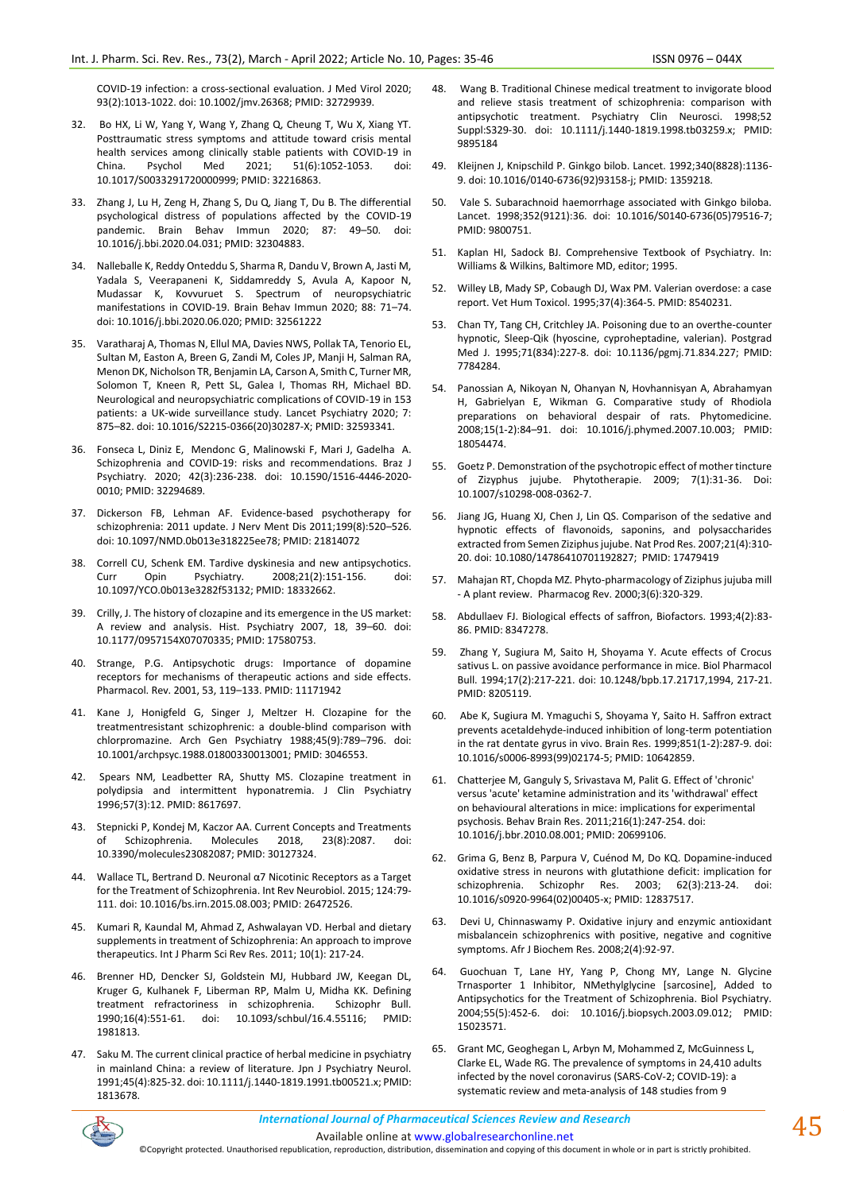COVID-19 infection: a cross-sectional evaluation. J Med Virol 2020; 93(2):1013-1022. doi: 10.1002/jmv.26368; PMID: 32729939.

32. Bo HX, Li W, Yang Y, Wang Y, Zhang Q, Cheung T, Wu X, Xiang YT. Posttraumatic stress symptoms and attitude toward crisis mental health services among clinically stable patients with COVID-19 in China. Psychol Med 2021; 51(6):1052-1053. doi: 10.1017/S0033291720000999; PMID: 32216863.

33. Zhang J, Lu H, Zeng H, Zhang S, Du Q, Jiang T, Du B. The differential psychological distress of populations affected by the COVID-19 pandemic. Brain Behav Immun 2020; 87: 49–50. doi: 10.1016/j.bbi.2020.04.031; PMID: 32304883.

34. Nalleballe K, Reddy Onteddu S, Sharma R, Dandu V, Brown A, Jasti M, Yadala S, Veerapaneni K, Siddamreddy S, Avula A, Kapoor N, Mudassar K, Kovvuruet S. Spectrum of neuropsychiatric manifestations in COVID-19. Brain Behav Immun 2020; 88: 71–74. doi: 10.1016/j.bbi.2020.06.020; PMID: 32561222

35. Varatharaj A, Thomas N, Ellul MA, Davies NWS, Pollak TA, Tenorio EL, Sultan M, Easton A, Breen G, Zandi M, Coles JP, Manji H, Salman RA, Menon DK, Nicholson TR, Benjamin LA, Carson A, Smith C, Turner MR, Solomon T, Kneen R, Pett SL, Galea I, Thomas RH, Michael BD. Neurological and neuropsychiatric complications of COVID-19 in 153 patients: a UK-wide surveillance study. Lancet Psychiatry 2020; 7: 875–82. doi: 10.1016/S2215-0366(20)30287-X; PMID: 32593341.

36. Fonseca L, Diniz E, Mendonc G, Malinowski F, Mari J, Gadelha A. Schizophrenia and COVID-19: risks and recommendations. Braz J Psychiatry. 2020; 42(3):236-238. doi: 10.1590/1516-4446-2020-0010; PMID: 32294689.

37. Dickerson FB, Lehman AF. Evidence-based psychotherapy for schizophrenia: 2011 update. J Nerv Ment Dis 2011;199(8):520–526. doi: 10.1097/NMD.0b013e318225ee78; PMID: 21814072

38. Correll CU, Schenk EM. Tardive dyskinesia and new antipsychotics. Curr Opin Psychiatry. 2008;21(2):151-156. doi: 10.1097/YCO.0b013e3282f53132; PMID: 18332662.

39. Crilly, J. The history of clozapine and its emergence in the US market: A review and analysis. Hist. Psychiatry 2007, 18, 39–60. doi: 10.1177/0957154X07070335; PMID: 17580753.

40. Strange, P.G. Antipsychotic drugs: Importance of dopamine receptors for mechanisms of therapeutic actions and side effects. Pharmacol. Rev. 2001, 53, 119–133. PMID: 11171942

41. Kane J, Honigfeld G, Singer J, Meltzer H. Clozapine for the treatmentresistant schizophrenic: a double-blind comparison with chlorpromazine. Arch Gen Psychiatry 1988;45(9):789–796. doi: 10.1001/archpsyc.1988.01800330013001; PMID: 3046553.

42. Spears NM, Leadbetter RA, Shutty MS. Clozapine treatment in polydipsia and intermittent hyponatremia. J Clin Psychiatry 1996;57(3):12. PMID: 8617697.

43. Stepnicki P, Kondej M, Kaczor AA. Current Concepts and Treatments of Schizophrenia. Molecules 2018, 23(8):2087. doi: 10.3390/molecules23082087; PMID: 30127324.

44. Wallace TL, Bertrand D. Neuronal α7 Nicotinic Receptors as a Target for the Treatment of Schizophrenia. Int Rev Neurobiol. 2015; 124:79-111. doi: 10.1016/bs.irn.2015.08.003; PMID: 26472526.

45. Kumari R, Kaundal M, Ahmad Z, Ashwalayan VD. Herbal and dietary supplements in treatment of Schizophrenia: An approach to improve therapeutics. Int J Pharm Sci Rev Res. 2011; 10(1): 217-24.

46. Brenner HD, Dencker SJ, Goldstein MJ, Hubbard JW, Keegan DL, Kruger G, Kulhanek F, Liberman RP, Malm U, Midha KK. Defining treatment refractoriness in schizophrenia. Schizophr Bull. 1990;16(4):551-61. doi: 10.1093/schbul/16.4.55116; PMID: 1981813.

47. Saku M. The current clinical practice of herbal medicine in psychiatry in mainland China: a review of literature. Jpn J Psychiatry Neurol. 1991;45(4):825-32. doi: 10.1111/j.1440-1819.1991.tb00521.x; PMID: 1813678.

48. Wang B. Traditional Chinese medical treatment to invigorate blood and relieve stasis treatment of schizophrenia: comparison with antipsychotic treatment. Psychiatry Clin Neurosci. 1998;52 Suppl:S329-30. doi: 10.1111/j.1440-1819.1998.tb03259.x; PMID: 9895184

49. Kleijnen J, Knipschild P. Ginkgo bilob. Lancet. 1992;340(8828):1136-9. doi: 10.1016/0140-6736(92)93158-j; PMID: 1359218.

50. Vale S. Subarachnoid haemorrhage associated with Ginkgo biloba. Lancet. 1998;352(9121):36. doi: 10.1016/S0140-6736(05)79516-7; PMID: 9800751.

51. Kaplan HI, Sadock BJ. Comprehensive Textbook of Psychiatry. In: Williams & Wilkins, Baltimore MD, editor; 1995.

52. Willey LB, Mady SP, Cobaugh DJ, Wax PM. Valerian overdose: a case report. Vet Hum Toxicol. 1995;37(4):364-5. PMID: 8540231.

53. Chan TY, Tang CH, Critchley JA. Poisoning due to an overthe-counter hypnotic, Sleep-Qik (hyoscine, cyproheptadine, valerian). Postgrad Med J. 1995;71(834):227-8. doi: 10.1136/pgmj.71.834.227; PMID: 7784284.

54. Panossian A, Nikoyan N, Ohanyan N, Hovhannisyan A, Abrahamyan H, Gabrielyan E, Wikman G. Comparative study of Rhodiola preparations on behavioral despair of rats. Phytomedicine. 2008;15(1-2):84–91. doi: 10.1016/j.phymed.2007.10.003; PMID: 18054474.

55. Goetz P. Demonstration of the psychotropic effect of mother tincture of Zizyphus jujube. Phytotherapie. 2009; 7(1):31-36. Doi: 10.1007/s10298-008-0362-7.

56. Jiang JG, Huang XJ, Chen J, Lin QS. Comparison of the sedative and hypnotic effects of flavonoids, saponins, and polysaccharides extracted from Semen Ziziphus jujube. Nat Prod Res. 2007;21(4):310-20. doi: 10.1080/14786410701192827; PMID: 17479419

57. Mahajan RT, Chopda MZ. Phyto-pharmacology of Ziziphus jujuba mill - A plant review. Pharmacog Rev. 2000;3(6):320-329.

58. Abdullaev FJ. Biological effects of saffron, Biofactors. 1993;4(2):83-86. PMID: 8347278.

59. Zhang Y, Sugiura M, Saito H, Shoyama Y. Acute effects of Crocus sativus L. on passive avoidance performance in mice. Biol Pharmacol Bull. 1994;17(2):217-221. doi: 10.1248/bpb.17.21717,1994, 217-21. PMID: 8205119.

60. Abe K, Sugiura M. Ymaguchi S, Shoyama Y, Saito H. Saffron extract prevents acetaldehyde-induced inhibition of long-term potentiation in the rat dentate gyrus in vivo. Brain Res. 1999;851(1-2):287-9. doi: 10.1016/s0006-8993(99)02174-5; PMID: 10642859.

61. Chatterjee M, Ganguly S, Srivastava M, Palit G. Effect of 'chronic' versus 'acute' ketamine administration and its 'withdrawal' effect on behavioural alterations in mice: implications for experimental psychosis. Behav Brain Res. 2011;216(1):247-254. doi: 10.1016/j.bbr.2010.08.001; PMID: 20699106.

62. Grima G, Benz B, Parpura V, Cuénod M, Do KQ. Dopamine-induced oxidative stress in neurons with glutathione deficit: implication for schizophrenia. Schizophr Res. 2003; 62(3):213-24. doi: 10.1016/s0920-9964(02)00405-x; PMID: 12837517.

63. Devi U, Chinnaswamy P. Oxidative injury and enzymic antioxidant misbalancein schizophrenics with positive, negative and cognitive symptoms. Afr J Biochem Res. 2008;2(4):92-97.

64. Guochuan T, Lane HY, Yang P, Chong MY, Lange N. Glycine Trnasporter 1 Inhibitor, NMethylglycine [sarcosine], Added to Antipsychotics for the Treatment of Schizophrenia. Biol Psychiatry. 2004;55(5):452-6. doi: 10.1016/j.biopsych.2003.09.012; PMID: 15023571.

65. Grant MC, Geoghegan L, Arbyn M, Mohammed Z, McGuinness L, Clarke EL, Wade RG. The prevalence of symptoms in 24,410 adults infected by the novel coronavirus (SARS-CoV-2; COVID-19): a systematic review and meta-analysis of 148 studies from 9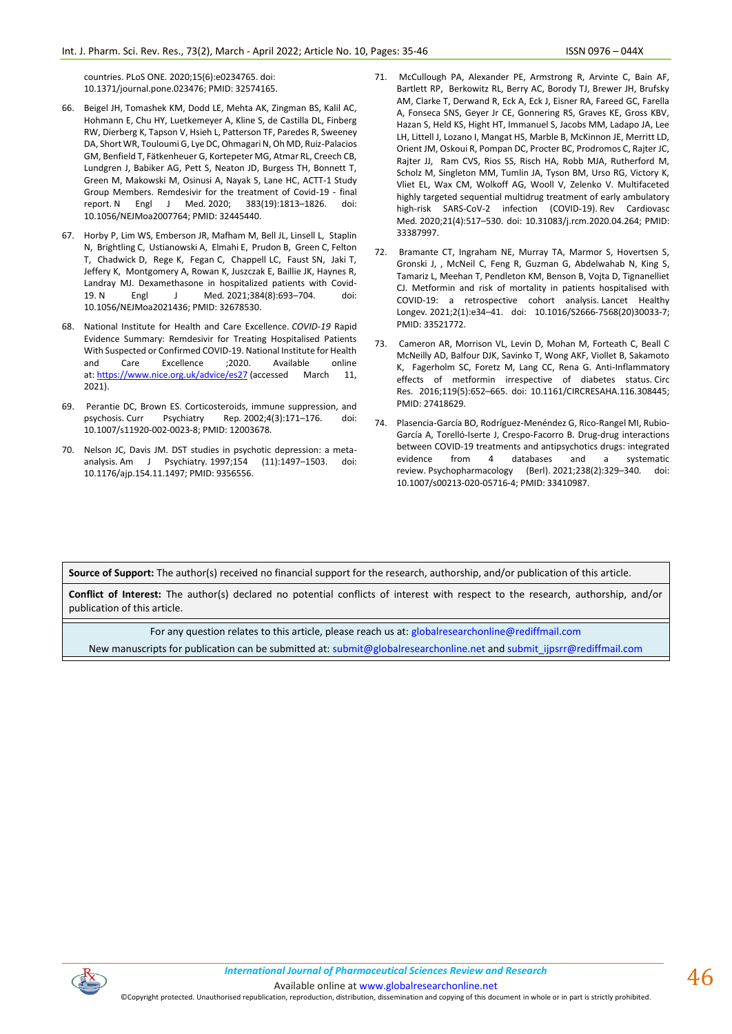countries. PLoS ONE. 2020;15(6):e0234765. doi: 10.1371/journal.pone.023476; PMID: 32574165.

66. Beigel JH, Tomashek KM, Dodd LE, Mehta AK, Zingman BS, Kalil AC, Hohmann E, Chu HY, Luetkemeyer A, Kline S, de Castilla DL, Finberg RW, Dierberg K, Tapson V, Hsieh L, Patterson TF, Paredes R, Sweeney DA, Short WR, Touloumi G, Lye DC, Ohmagari N, Oh MD, Ruiz-Palacios GM, Benfield T, Fätkenheuer G, Kortepeter MG, Atmar RL, Creech CB, Lundgren J, Babiker AG, Pett S, Neaton JD, Burgess TH, Bonnett T, Green M, Makowski M, Osinusi A, Nayak S, Lane HC, ACTT-1 Study Group Members. Remdesivir for the treatment of Covid-19 - final report. N Engl J Med. 2020; 383(19):1813–1826. doi: 10.1056/NEJMoa2007764; PMID: 32445440.

67. Horby P, Lim WS, Emberson JR, Mafham M, Bell JL, Linsell L, Staplin N, Brightling C, Ustianowski A, Elmahi E, Prudon B, Green C, Felton T, Chadwick D, Rege K, Fegan C, Chappell LC, Faust SN, Jaki T, Jeffery K, Montgomery A, Rowan K, Juszczak E, Baillie JK, Haynes R, Landray MJ. Dexamethasone in hospitalized patients with Covid-19. N Engl J Med. 2021;384(8):693–704. doi: 10.1056/NEJMoa2021436; PMID: 32678530.

68. National Institute for Health and Care Excellence. *COVID-19* Rapid Evidence Summary: Remdesivir for Treating Hospitalised Patients With Suspected or Confirmed COVID-19. National Institute for Health and Care Excellence ;2020. Available online at: https://www.nice.org.uk/advice/es27 (accessed March 11, 2021).

69. Perantie DC, Brown ES. Corticosteroids, immune suppression, and psychosis. Curr Psychiatry Rep. 2002;4(3):171–176. doi: 10.1007/s11920-002-0023-8; PMID: 12003678.

70. Nelson JC, Davis JM. DST studies in psychotic depression: a meta-analysis. Am J Psychiatry. 1997;154 (11):1497–1503. doi: 10.1176/ajp.154.11.1497; PMID: 9356556.

71. McCullough PA, Alexander PE, Armstrong R, Arvinte C, Bain AF, Bartlett RP, Berkowitz RL, Berry AC, Borody TJ, Brewer JH, Brufsky AM, Clarke T, Derwand R, Eck A, Eck J, Eisner RA, Fareed GC, Farella A, Fonseca SNS, Geyer Jr CE, Gonnering RS, Graves KE, Gross KBV, Hazan S, Held KS, Hight HT, Immanuel S, Jacobs MM, Ladapo JA, Lee LH, Littell J, Lozano I, Mangat HS, Marble B, McKinnon JE, Merritt LD, Orient JM, Oskoui R, Pompan DC, Procter BC, Prodromos C, Rajter JC, Rajter JJ, Ram CVS, Rios SS, Risch HA, Robb MJA, Rutherford M, Scholz M, Singleton MM, Tumlin JA, Tyson BM, Urso RG, Victory K, Vliet EL, Wax CM, Wolkoff AG, Wooll V, Zelenko V. Multifaceted highly targeted sequential multidrug treatment of early ambulatory high-risk SARS-CoV-2 infection (COVID-19). Rev Cardiovasc Med. 2020;21(4):517–530. doi: 10.31083/j.rcm.2020.04.264; PMID: 33387997.

72. Bramante CT, Ingraham NE, Murray TA, Marmor S, Hovertsen S, Gronski J, , McNeil C, Feng R, Guzman G, Abdelwahab N, King S, Tamariz L, Meehan T, Pendleton KM, Benson B, Vojta D, Tignanelliet CJ. Metformin and risk of mortality in patients hospitalised with COVID-19: a retrospective cohort analysis. Lancet Healthy Longev. 2021;2(1):e34–41. doi: 10.1016/S2666-7568(20)30033-7; PMID: 33521772.

73. Cameron AR, Morrison VL, Levin D, Mohan M, Forteath C, Beall C McNeilly AD, Balfour DJK, Savinko T, Wong AKF, Viollet B, Sakamoto K, Fagerholm SC, Foretz M, Lang CC, Rena G. Anti-Inflammatory effects of metformin irrespective of diabetes status. Circ Res. 2016;119(5):652–665. doi: 10.1161/CIRCRESAHA.116.308445; PMID: 27418629.

74. Plasencia-García BO, Rodríguez-Menéndez G, Rico-Rangel MI, Rubio-García A, Torelló-Iserte J, Crespo-Facorro B. Drug-drug interactions between COVID-19 treatments and antipsychotics drugs: integrated evidence from 4 databases and a systematic review. Psychopharmacology (Berl). 2021;238(2):329–340. doi: 10.1007/s00213-020-05716-4; PMID: 33410987.

**Source of Support:** The author(s) received no financial support for the research, authorship, and/or publication of this article.

**Conflict of Interest:** The author(s) declared no potential conflicts of interest with respect to the research, authorship, and/or publication of this article.

For any question relates to this article, please reach us at: globalresearchonline@rediffmail.com

New manuscripts for publication can be submitted at: submit@globalresearchonline.net and submit_ijpsrr@rediffmail.com